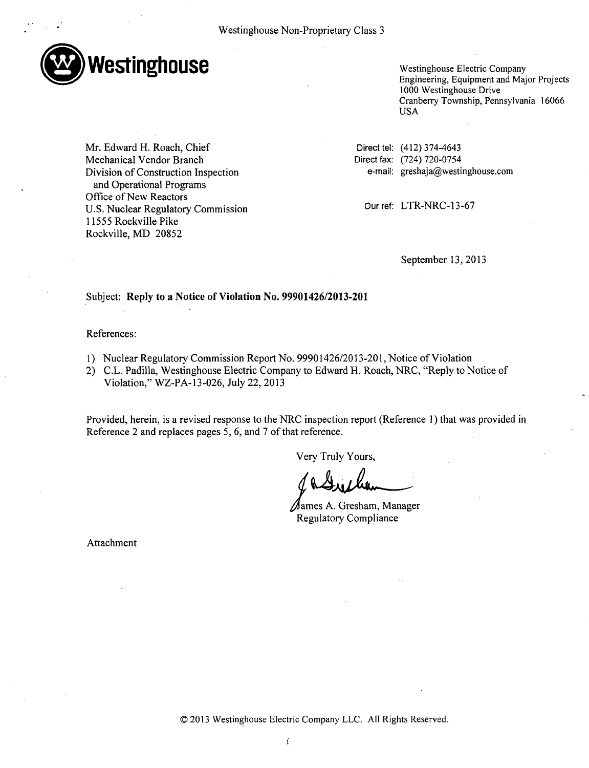Westinghouse Non-Proprietary Class 3

**Westinghouse**

Westinghouse Electric Company
Engineering, Equipment and Major Projects
1000 Westinghouse Drive
Cranberry Township, Pennsylvania 16066
USA

Mr. Edward H. Roach, Chief
Mechanical Vendor Branch
Division of Construction Inspection
and Operational Programs
Office of New Reactors
U.S. Nuclear Regulatory Commission
11555 Rockville Pike
Rockville, MD 20852

Direct tel: (412) 374-4643
Direct fax: (724) 720-0754
e-mail: greshaja@westinghouse.com

Our ref: LTR-NRC-13-67

September 13, 2013

Subject: **Reply to a Notice of Violation No. 99901426/2013-201**

References:

1) Nuclear Regulatory Commission Report No. 99901426/2013-201, Notice of Violation
2) C.L. Padilla, Westinghouse Electric Company to Edward H. Roach, NRC, "Reply to Notice of Violation," WZ-PA-13-026, July 22, 2013

Provided, herein, is a revised response to the NRC inspection report (Reference 1) that was provided in Reference 2 and replaces pages 5, 6, and 7 of that reference.

Very Truly Yours,

James A. Gresham, Manager
Regulatory Compliance

Attachment

© 2013 Westinghouse Electric Company LLC. All Rights Reserved.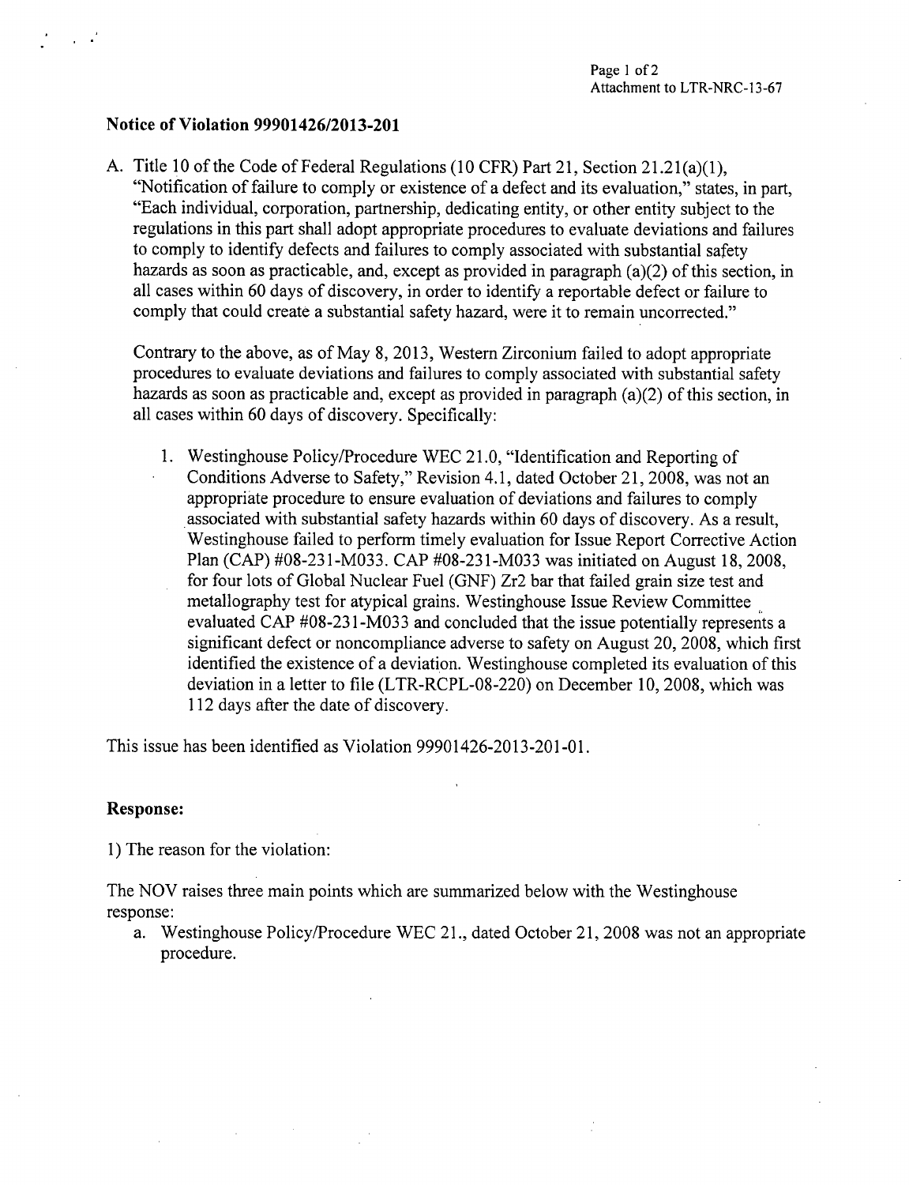## Notice of Violation 99901426/2013-201

A. Title 10 of the Code of Federal Regulations (10 CFR) Part 21, Section 21.21(a)(1), "Notification of failure to comply or existence of a defect and its evaluation," states, in part, "Each individual, corporation, partnership, dedicating entity, or other entity subject to the regulations in this part shall adopt appropriate procedures to evaluate deviations and failures to comply to identify defects and failures to comply associated with substantial safety hazards as soon as practicable, and, except as provided in paragraph (a)(2) of this section, in all cases within 60 days of discovery, in order to identify a reportable defect or failure to comply that could create a substantial safety hazard, were it to remain uncorrected."

   Contrary to the above, as of May 8, 2013, Western Zirconium failed to adopt appropriate procedures to evaluate deviations and failures to comply associated with substantial safety hazards as soon as practicable and, except as provided in paragraph (a)(2) of this section, in all cases within 60 days of discovery. Specifically:

   1. Westinghouse Policy/Procedure WEC 21.0, "Identification and Reporting of Conditions Adverse to Safety," Revision 4.1, dated October 21, 2008, was not an appropriate procedure to ensure evaluation of deviations and failures to comply associated with substantial safety hazards within 60 days of discovery. As a result, Westinghouse failed to perform timely evaluation for Issue Report Corrective Action Plan (CAP) #08-231-M033. CAP #08-231-M033 was initiated on August 18, 2008, for four lots of Global Nuclear Fuel (GNF) Zr2 bar that failed grain size test and metallography test for atypical grains. Westinghouse Issue Review Committee evaluated CAP #08-231-M033 and concluded that the issue potentially represents a significant defect or noncompliance adverse to safety on August 20, 2008, which first identified the existence of a deviation. Westinghouse completed its evaluation of this deviation in a letter to file (LTR-RCPL-08-220) on December 10, 2008, which was 112 days after the date of discovery.

This issue has been identified as Violation 99901426-2013-201-01.

### Response:

1) The reason for the violation:

The NOV raises three main points which are summarized below with the Westinghouse response:

a. Westinghouse Policy/Procedure WEC 21., dated October 21, 2008 was not an appropriate procedure.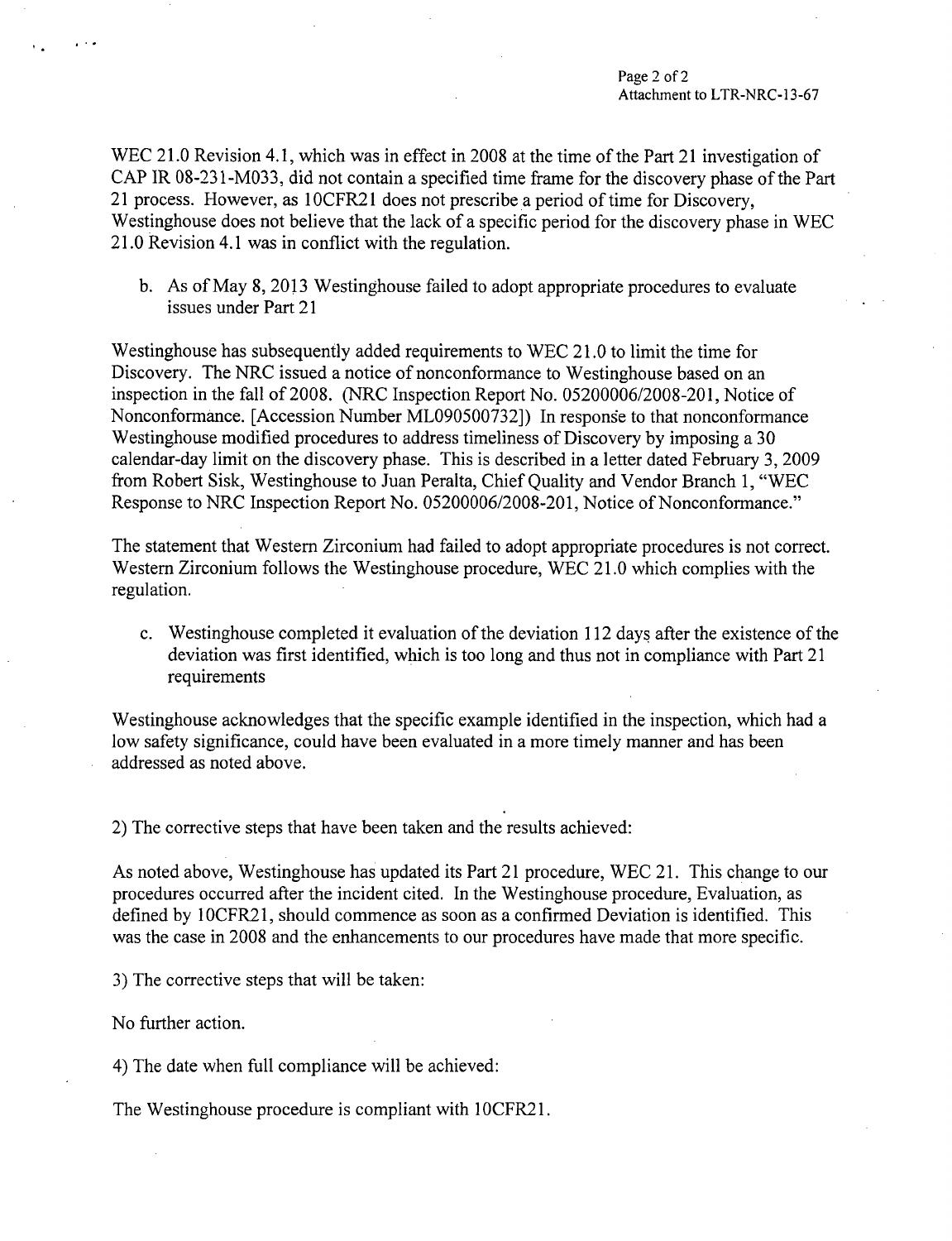WEC 21.0 Revision 4.1, which was in effect in 2008 at the time of the Part 21 investigation of CAP IR 08-231-M033, did not contain a specified time frame for the discovery phase of the Part 21 process. However, as 10CFR21 does not prescribe a period of time for Discovery, Westinghouse does not believe that the lack of a specific period for the discovery phase in WEC 21.0 Revision 4.1 was in conflict with the regulation.

b. As of May 8, 2013 Westinghouse failed to adopt appropriate procedures to evaluate issues under Part 21

Westinghouse has subsequently added requirements to WEC 21.0 to limit the time for Discovery. The NRC issued a notice of nonconformance to Westinghouse based on an inspection in the fall of 2008. (NRC Inspection Report No. 05200006/2008-201, Notice of Nonconformance. [Accession Number ML090500732]) In response to that nonconformance Westinghouse modified procedures to address timeliness of Discovery by imposing a 30 calendar-day limit on the discovery phase. This is described in a letter dated February 3, 2009 from Robert Sisk, Westinghouse to Juan Peralta, Chief Quality and Vendor Branch 1, "WEC Response to NRC Inspection Report No. 05200006/2008-201, Notice of Nonconformance."

The statement that Western Zirconium had failed to adopt appropriate procedures is not correct. Western Zirconium follows the Westinghouse procedure, WEC 21.0 which complies with the regulation.

c. Westinghouse completed it evaluation of the deviation 112 days after the existence of the deviation was first identified, which is too long and thus not in compliance with Part 21 requirements

Westinghouse acknowledges that the specific example identified in the inspection, which had a low safety significance, could have been evaluated in a more timely manner and has been addressed as noted above.

2) The corrective steps that have been taken and the results achieved:

As noted above, Westinghouse has updated its Part 21 procedure, WEC 21. This change to our procedures occurred after the incident cited. In the Westinghouse procedure, Evaluation, as defined by 10CFR21, should commence as soon as a confirmed Deviation is identified. This was the case in 2008 and the enhancements to our procedures have made that more specific.

3) The corrective steps that will be taken:

No further action.

4) The date when full compliance will be achieved:

The Westinghouse procedure is compliant with 10CFR21.